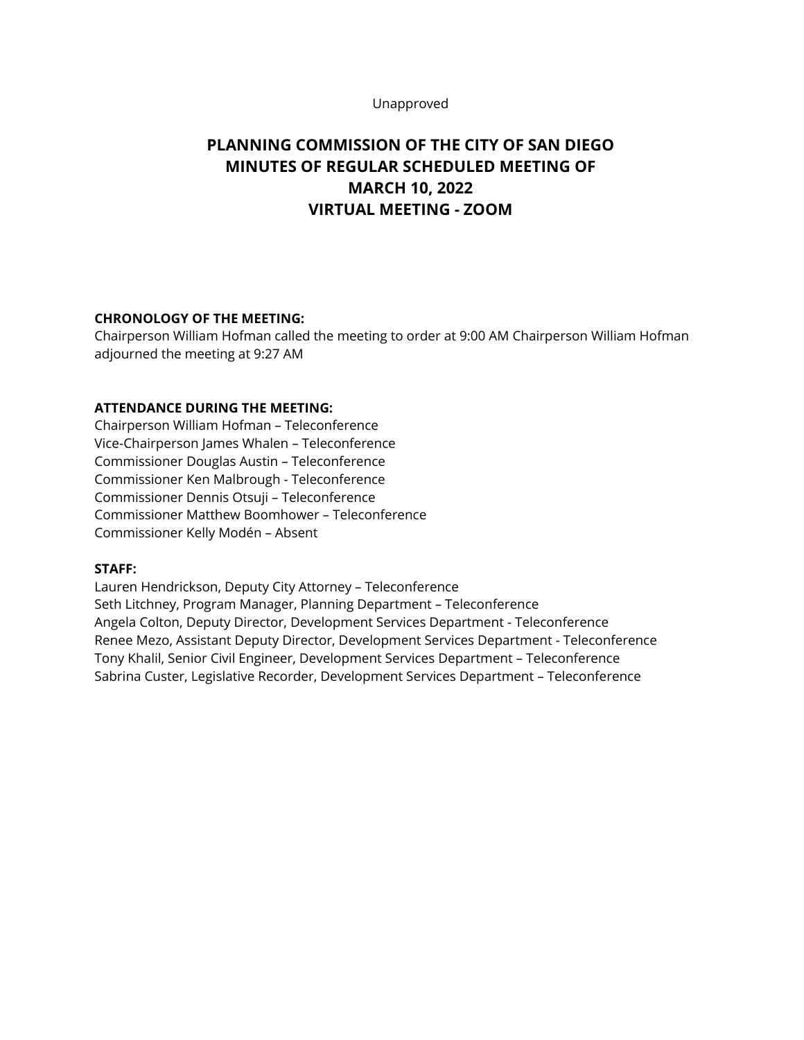Unapproved

# PLANNING COMMISSION OF THE CITY OF SAN DIEGO
# MINUTES OF REGULAR SCHEDULED MEETING OF
# MARCH 10, 2022
# VIRTUAL MEETING - ZOOM

**CHRONOLOGY OF THE MEETING:**
Chairperson William Hofman called the meeting to order at 9:00 AM Chairperson William Hofman adjourned the meeting at 9:27 AM

**ATTENDANCE DURING THE MEETING:**
Chairperson William Hofman – Teleconference
Vice-Chairperson James Whalen – Teleconference
Commissioner Douglas Austin – Teleconference
Commissioner Ken Malbrough - Teleconference
Commissioner Dennis Otsuji – Teleconference
Commissioner Matthew Boomhower – Teleconference
Commissioner Kelly Modén – Absent

**STAFF:**
Lauren Hendrickson, Deputy City Attorney – Teleconference
Seth Litchney, Program Manager, Planning Department – Teleconference
Angela Colton, Deputy Director, Development Services Department - Teleconference
Renee Mezo, Assistant Deputy Director, Development Services Department - Teleconference
Tony Khalil, Senior Civil Engineer, Development Services Department – Teleconference
Sabrina Custer, Legislative Recorder, Development Services Department – Teleconference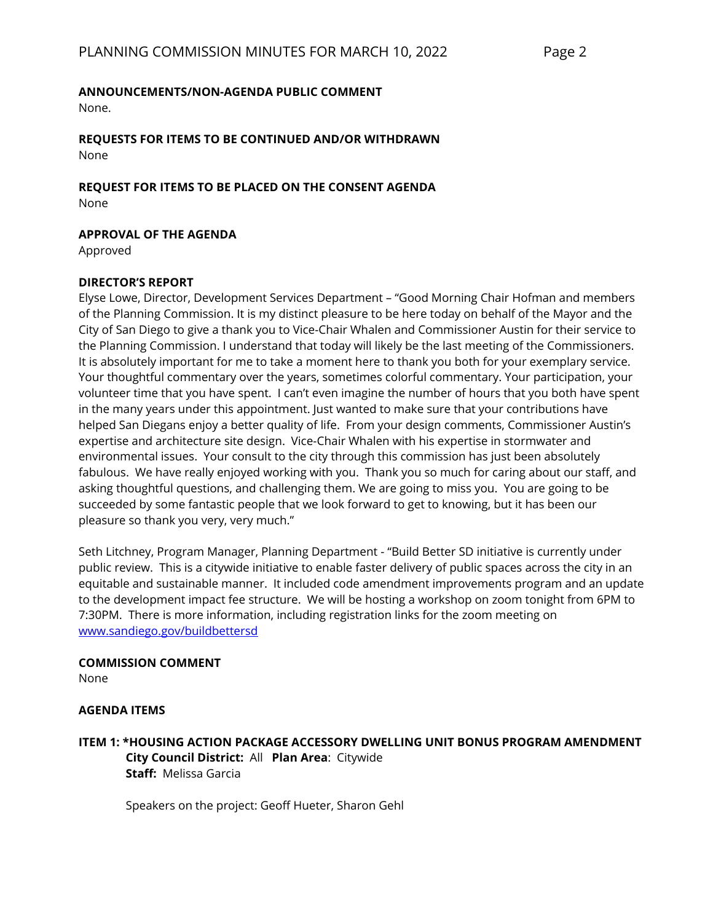**ANNOUNCEMENTS/NON-AGENDA PUBLIC COMMENT**

None.

**REQUESTS FOR ITEMS TO BE CONTINUED AND/OR WITHDRAWN**

None

**REQUEST FOR ITEMS TO BE PLACED ON THE CONSENT AGENDA**

None

**APPROVAL OF THE AGENDA**

Approved

**DIRECTOR'S REPORT**

Elyse Lowe, Director, Development Services Department – "Good Morning Chair Hofman and members of the Planning Commission. It is my distinct pleasure to be here today on behalf of the Mayor and the City of San Diego to give a thank you to Vice-Chair Whalen and Commissioner Austin for their service to the Planning Commission. I understand that today will likely be the last meeting of the Commissioners. It is absolutely important for me to take a moment here to thank you both for your exemplary service. Your thoughtful commentary over the years, sometimes colorful commentary. Your participation, your volunteer time that you have spent. I can't even imagine the number of hours that you both have spent in the many years under this appointment. Just wanted to make sure that your contributions have helped San Diegans enjoy a better quality of life. From your design comments, Commissioner Austin's expertise and architecture site design. Vice-Chair Whalen with his expertise in stormwater and environmental issues. Your consult to the city through this commission has just been absolutely fabulous. We have really enjoyed working with you. Thank you so much for caring about our staff, and asking thoughtful questions, and challenging them. We are going to miss you. You are going to be succeeded by some fantastic people that we look forward to get to knowing, but it has been our pleasure so thank you very, very much."

Seth Litchney, Program Manager, Planning Department - "Build Better SD initiative is currently under public review. This is a citywide initiative to enable faster delivery of public spaces across the city in an equitable and sustainable manner. It included code amendment improvements program and an update to the development impact fee structure. We will be hosting a workshop on zoom tonight from 6PM to 7:30PM. There is more information, including registration links for the zoom meeting on www.sandiego.gov/buildbettersd

**COMMISSION COMMENT**

None

**AGENDA ITEMS**

**ITEM 1: *HOUSING ACTION PACKAGE ACCESSORY DWELLING UNIT BONUS PROGRAM AMENDMENT**

**City Council District:** All **Plan Area**: Citywide

**Staff:** Melissa Garcia

Speakers on the project: Geoff Hueter, Sharon Gehl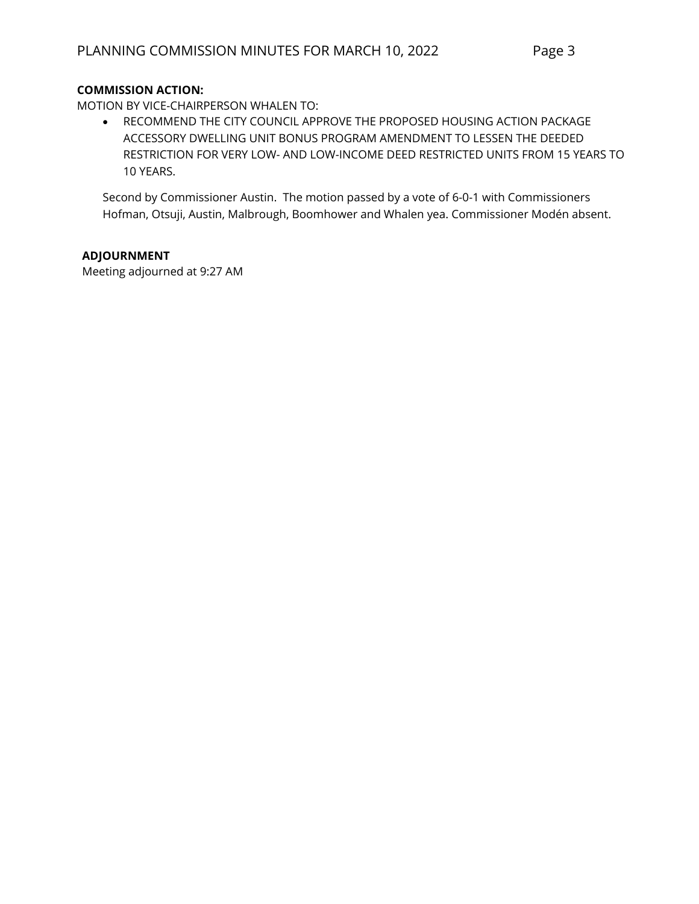**COMMISSION ACTION:**

MOTION BY VICE-CHAIRPERSON WHALEN TO:

- RECOMMEND THE CITY COUNCIL APPROVE THE PROPOSED HOUSING ACTION PACKAGE ACCESSORY DWELLING UNIT BONUS PROGRAM AMENDMENT TO LESSEN THE DEEDED RESTRICTION FOR VERY LOW- AND LOW-INCOME DEED RESTRICTED UNITS FROM 15 YEARS TO 10 YEARS.

Second by Commissioner Austin. The motion passed by a vote of 6-0-1 with Commissioners Hofman, Otsuji, Austin, Malbrough, Boomhower and Whalen yea. Commissioner Modén absent.

**ADJOURNMENT**

Meeting adjourned at 9:27 AM